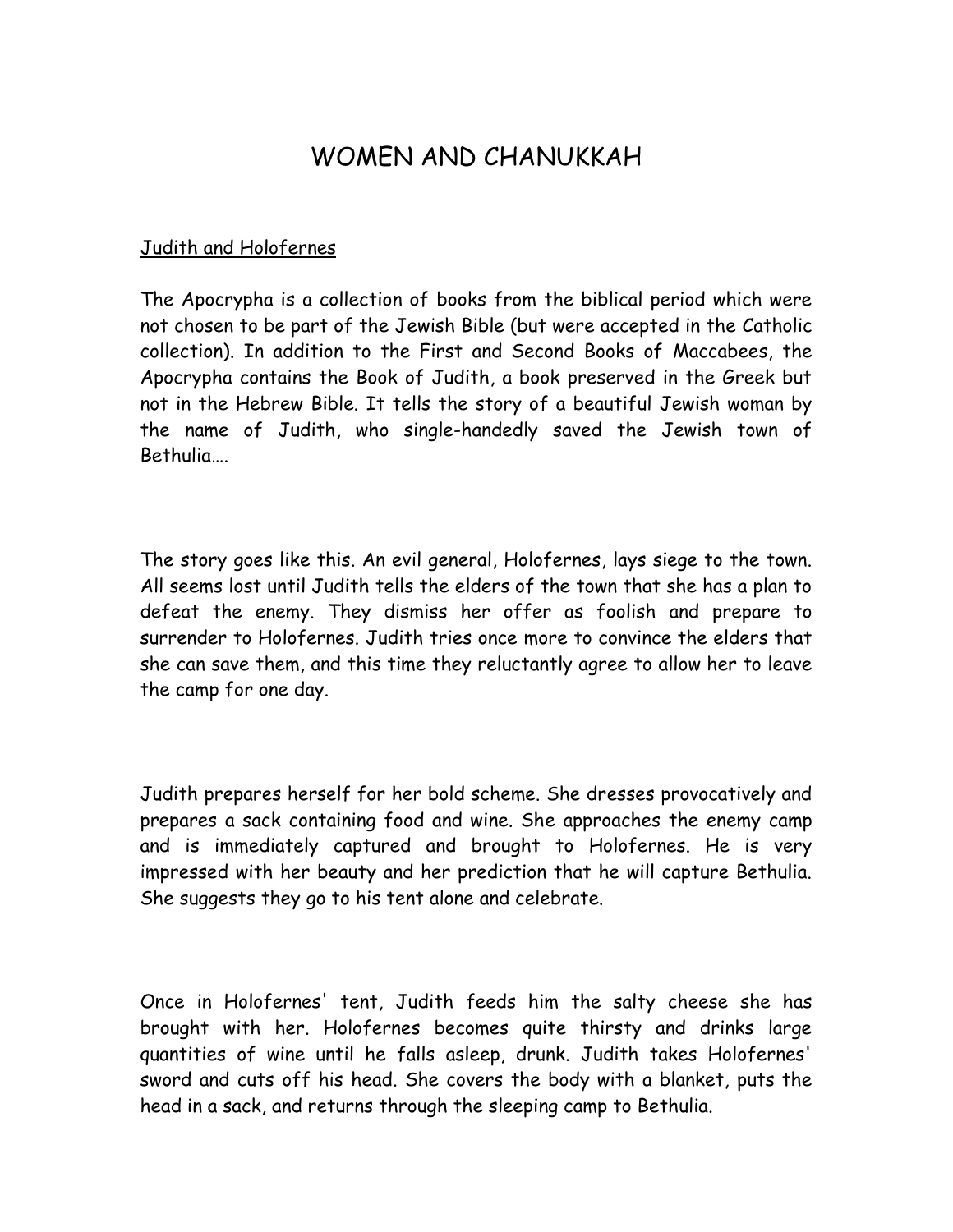# WOMEN AND CHANUKKAH

<u>Judith and Holofernes</u>

The Apocrypha is a collection of books from the biblical period which were not chosen to be part of the Jewish Bible (but were accepted in the Catholic collection). In addition to the First and Second Books of Maccabees, the Apocrypha contains the Book of Judith, a book preserved in the Greek but not in the Hebrew Bible. It tells the story of a beautiful Jewish woman by the name of Judith, who single-handedly saved the Jewish town of Bethulia….

The story goes like this. An evil general, Holofernes, lays siege to the town. All seems lost until Judith tells the elders of the town that she has a plan to defeat the enemy. They dismiss her offer as foolish and prepare to surrender to Holofernes. Judith tries once more to convince the elders that she can save them, and this time they reluctantly agree to allow her to leave the camp for one day.

Judith prepares herself for her bold scheme. She dresses provocatively and prepares a sack containing food and wine. She approaches the enemy camp and is immediately captured and brought to Holofernes. He is very impressed with her beauty and her prediction that he will capture Bethulia. She suggests they go to his tent alone and celebrate.

Once in Holofernes' tent, Judith feeds him the salty cheese she has brought with her. Holofernes becomes quite thirsty and drinks large quantities of wine until he falls asleep, drunk. Judith takes Holofernes' sword and cuts off his head. She covers the body with a blanket, puts the head in a sack, and returns through the sleeping camp to Bethulia.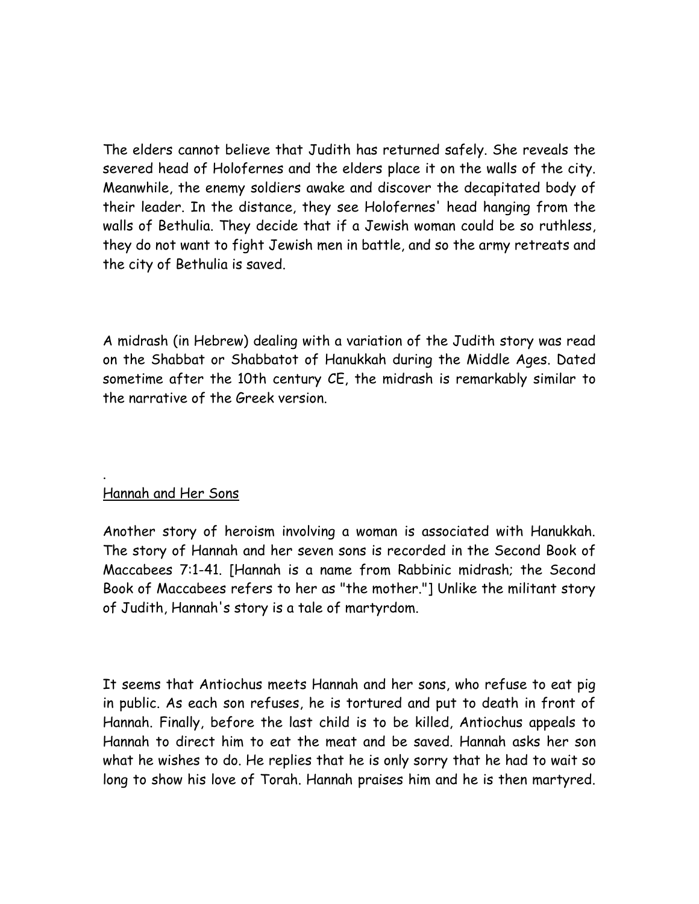The elders cannot believe that Judith has returned safely. She reveals the severed head of Holofernes and the elders place it on the walls of the city. Meanwhile, the enemy soldiers awake and discover the decapitated body of their leader. In the distance, they see Holofernes' head hanging from the walls of Bethulia. They decide that if a Jewish woman could be so ruthless, they do not want to fight Jewish men in battle, and so the army retreats and the city of Bethulia is saved.

A midrash (in Hebrew) dealing with a variation of the Judith story was read on the Shabbat or Shabbatot of Hanukkah during the Middle Ages. Dated sometime after the 10th century CE, the midrash is remarkably similar to the narrative of the Greek version.

.

Hannah and Her Sons

Another story of heroism involving a woman is associated with Hanukkah. The story of Hannah and her seven sons is recorded in the Second Book of Maccabees 7:1-41. [Hannah is a name from Rabbinic midrash; the Second Book of Maccabees refers to her as "the mother."] Unlike the militant story of Judith, Hannah's story is a tale of martyrdom.

It seems that Antiochus meets Hannah and her sons, who refuse to eat pig in public. As each son refuses, he is tortured and put to death in front of Hannah. Finally, before the last child is to be killed, Antiochus appeals to Hannah to direct him to eat the meat and be saved. Hannah asks her son what he wishes to do. He replies that he is only sorry that he had to wait so long to show his love of Torah. Hannah praises him and he is then martyred.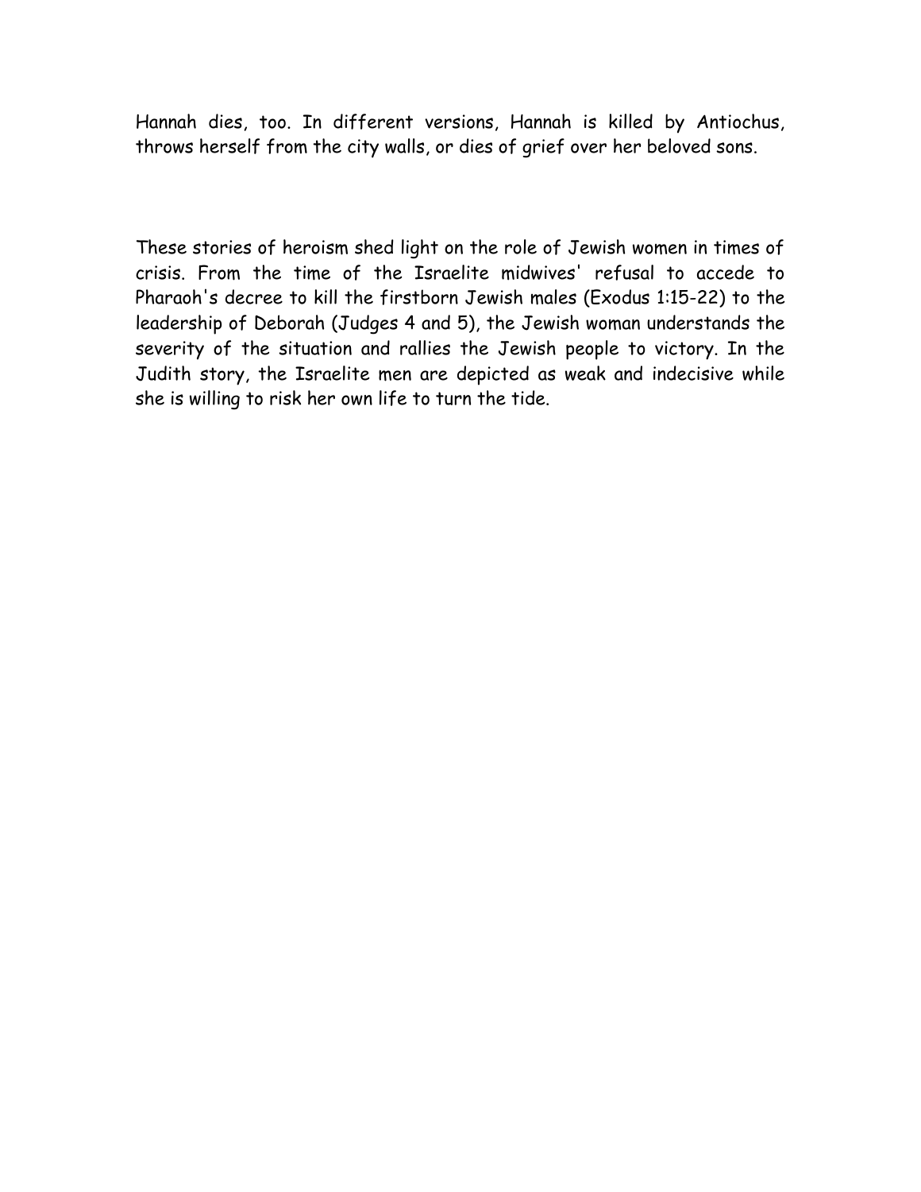Hannah dies, too. In different versions, Hannah is killed by Antiochus, throws herself from the city walls, or dies of grief over her beloved sons.

These stories of heroism shed light on the role of Jewish women in times of crisis. From the time of the Israelite midwives' refusal to accede to Pharaoh's decree to kill the firstborn Jewish males (Exodus 1:15-22) to the leadership of Deborah (Judges 4 and 5), the Jewish woman understands the severity of the situation and rallies the Jewish people to victory. In the Judith story, the Israelite men are depicted as weak and indecisive while she is willing to risk her own life to turn the tide.